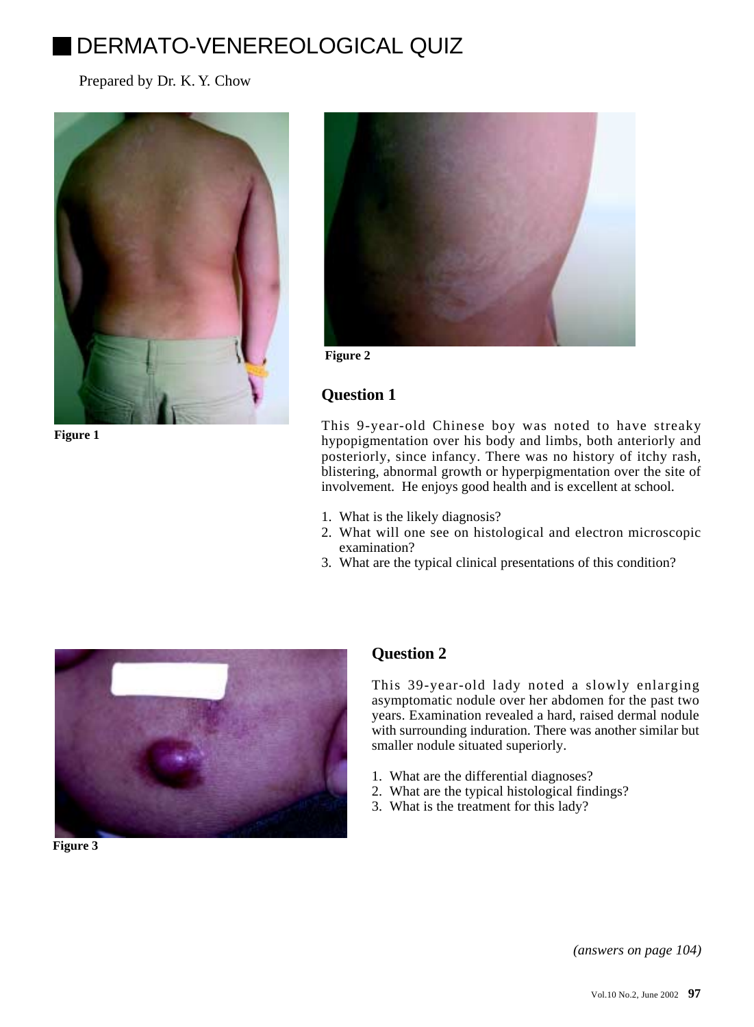# DERMATO-VENEREOLOGICAL QUIZ

Prepared by Dr. K. Y. Chow

Figure 1

Figure 2

## Question 1

This 9-year-old Chinese boy was noted to have streaky hypopigmentation over his body and limbs, both anteriorly and posteriorly, since infancy. There was no history of itchy rash, blistering, abnormal growth or hyperpigmentation over the site of involvement. He enjoys good health and is excellent at school.

1. What is the likely diagnosis?
2. What will one see on histological and electron microscopic examination?
3. What are the typical clinical presentations of this condition?

Figure 3

## Question 2

This 39-year-old lady noted a slowly enlarging asymptomatic nodule over her abdomen for the past two years. Examination revealed a hard, raised dermal nodule with surrounding induration. There was another similar but smaller nodule situated superiorly.

1. What are the differential diagnoses?
2. What are the typical histological findings?
3. What is the treatment for this lady?

*(answers on page 104)*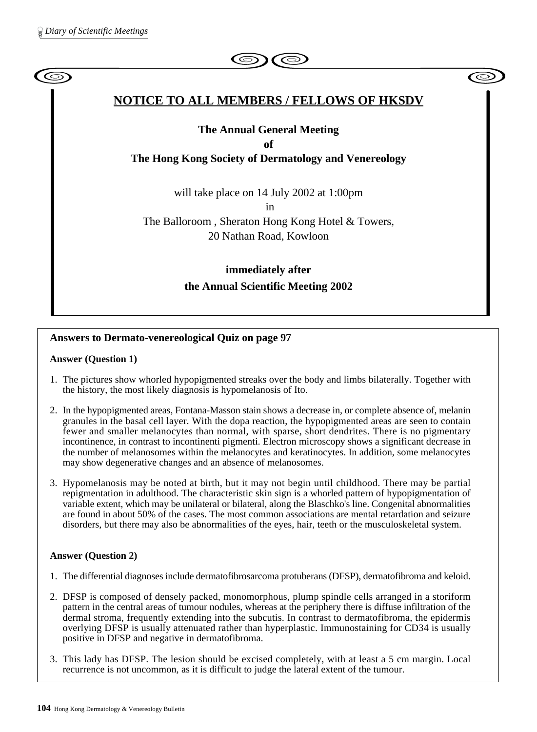## NOTICE TO ALL MEMBERS / FELLOWS OF HKSDV

**The Annual General Meeting**
**of**
**The Hong Kong Society of Dermatology and Venereology**

will take place on 14 July 2002 at 1:00pm
in
The Balloroom , Sheraton Hong Kong Hotel & Towers,
20 Nathan Road, Kowloon

**immediately after**
**the Annual Scientific Meeting 2002**

### Answers to Dermato-venereological Quiz on page 97

**Answer (Question 1)**

1. The pictures show whorled hypopigmented streaks over the body and limbs bilaterally. Together with the history, the most likely diagnosis is hypomelanosis of Ito.
2. In the hypopigmented areas, Fontana-Masson stain shows a decrease in, or complete absence of, melanin granules in the basal cell layer. With the dopa reaction, the hypopigmented areas are seen to contain fewer and smaller melanocytes than normal, with sparse, short dendrites. There is no pigmentary incontinence, in contrast to incontinenti pigmenti. Electron microscopy shows a significant decrease in the number of melanosomes within the melanocytes and keratinocytes. In addition, some melanocytes may show degenerative changes and an absence of melanosomes.
3. Hypomelanosis may be noted at birth, but it may not begin until childhood. There may be partial repigmentation in adulthood. The characteristic skin sign is a whorled pattern of hypopigmentation of variable extent, which may be unilateral or bilateral, along the Blaschko's line. Congenital abnormalities are found in about 50% of the cases. The most common associations are mental retardation and seizure disorders, but there may also be abnormalities of the eyes, hair, teeth or the musculoskeletal system.

**Answer (Question 2)**

1. The differential diagnoses include dermatofibrosarcoma protuberans (DFSP), dermatofibroma and keloid.
2. DFSP is composed of densely packed, monomorphous, plump spindle cells arranged in a storiform pattern in the central areas of tumour nodules, whereas at the periphery there is diffuse infiltration of the dermal stroma, frequently extending into the subcutis. In contrast to dermatofibroma, the epidermis overlying DFSP is usually attenuated rather than hyperplastic. Immunostaining for CD34 is usually positive in DFSP and negative in dermatofibroma.
3. This lady has DFSP. The lesion should be excised completely, with at least a 5 cm margin. Local recurrence is not uncommon, as it is difficult to judge the lateral extent of the tumour.